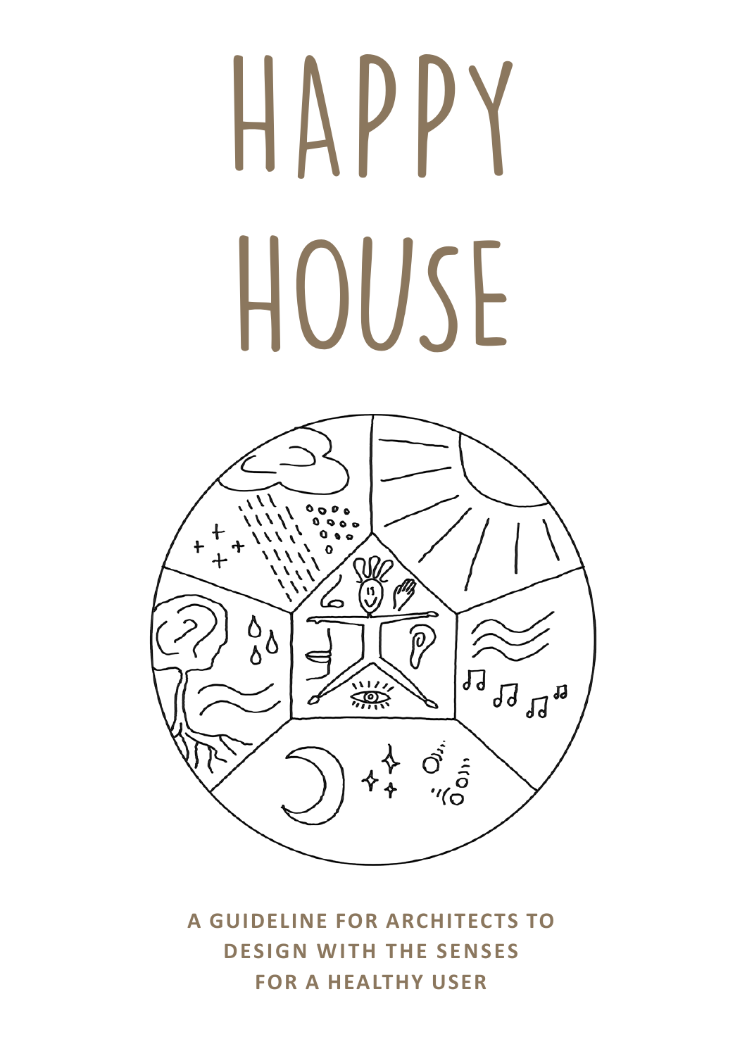# HAPPY HOUSE

**A GUIDELINE FOR ARCHITECTS TO DESIGN WITH THE SENSES FOR A HEALTHY USER**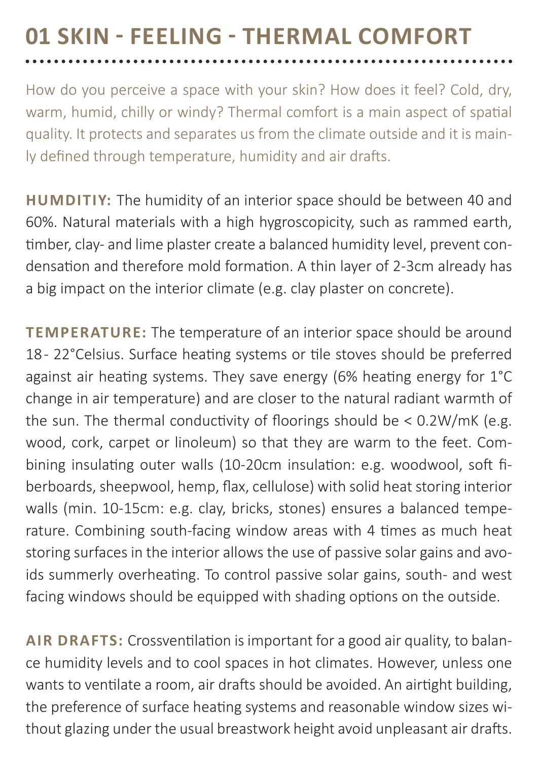# 01 SKIN - FEELING - THERMAL COMFORT

How do you perceive a space with your skin? How does it feel? Cold, dry, warm, humid, chilly or windy? Thermal comfort is a main aspect of spatial quality. It protects and separates us from the climate outside and it is mainly defined through temperature, humidity and air drafts.

**HUMDITIY:** The humidity of an interior space should be between 40 and 60%. Natural materials with a high hygroscopicity, such as rammed earth, timber, clay- and lime plaster create a balanced humidity level, prevent condensation and therefore mold formation. A thin layer of 2-3cm already has a big impact on the interior climate (e.g. clay plaster on concrete).

**TEMPERATURE:** The temperature of an interior space should be around 18 - 22°Celsius. Surface heating systems or tile stoves should be preferred against air heating systems. They save energy (6% heating energy for 1°C change in air temperature) and are closer to the natural radiant warmth of the sun. The thermal conductivity of floorings should be < 0.2W/mK (e.g. wood, cork, carpet or linoleum) so that they are warm to the feet. Combining insulating outer walls (10-20cm insulation: e.g. woodwool, soft fiberboards, sheepwool, hemp, flax, cellulose) with solid heat storing interior walls (min. 10-15cm: e.g. clay, bricks, stones) ensures a balanced temperature. Combining south-facing window areas with 4 times as much heat storing surfaces in the interior allows the use of passive solar gains and avoids summerly overheating. To control passive solar gains, south- and west facing windows should be equipped with shading options on the outside.

**AIR DRAFTS:** Crossventilation is important for a good air quality, to balance humidity levels and to cool spaces in hot climates. However, unless one wants to ventilate a room, air drafts should be avoided. An airtight building, the preference of surface heating systems and reasonable window sizes without glazing under the usual breastwork height avoid unpleasant air drafts.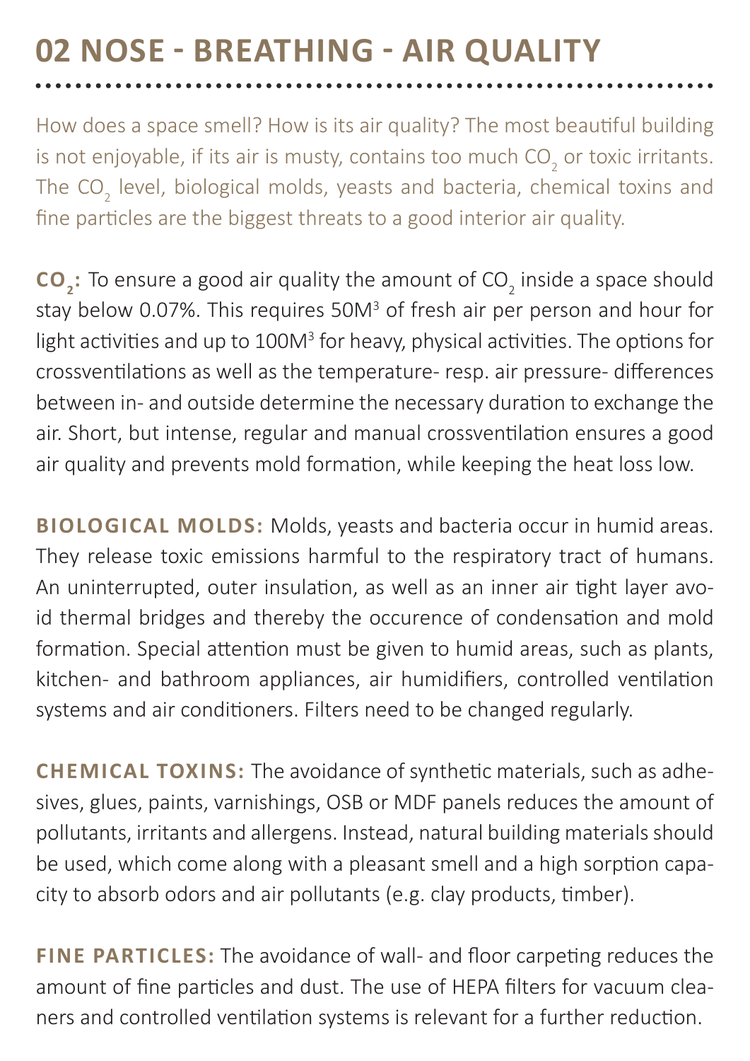## 02 NOSE - BREATHING - AIR QUALITY

How does a space smell? How is its air quality? The most beautiful building is not enjoyable, if its air is musty, contains too much $CO_2$ or toxic irritants. The $CO_2$ level, biological molds, yeasts and bacteria, chemical toxins and fine particles are the biggest threats to a good interior air quality.

**$CO_2$:** To ensure a good air quality the amount of $CO_2$ inside a space should stay below 0.07%. This requires 50$M^3$ of fresh air per person and hour for light activities and up to 100$M^3$ for heavy, physical activities. The options for crossventilations as well as the temperature- resp. air pressure- differences between in- and outside determine the necessary duration to exchange the air. Short, but intense, regular and manual crossventilation ensures a good air quality and prevents mold formation, while keeping the heat loss low.

**BIOLOGICAL MOLDS:** Molds, yeasts and bacteria occur in humid areas. They release toxic emissions harmful to the respiratory tract of humans. An uninterrupted, outer insulation, as well as an inner air tight layer avoid thermal bridges and thereby the occurence of condensation and mold formation. Special attention must be given to humid areas, such as plants, kitchen- and bathroom appliances, air humidifiers, controlled ventilation systems and air conditioners. Filters need to be changed regularly.

**CHEMICAL TOXINS:** The avoidance of synthetic materials, such as adhesives, glues, paints, varnishings, OSB or MDF panels reduces the amount of pollutants, irritants and allergens. Instead, natural building materials should be used, which come along with a pleasant smell and a high sorption capacity to absorb odors and air pollutants (e.g. clay products, timber).

**FINE PARTICLES:** The avoidance of wall- and floor carpeting reduces the amount of fine particles and dust. The use of HEPA filters for vacuum cleaners and controlled ventilation systems is relevant for a further reduction.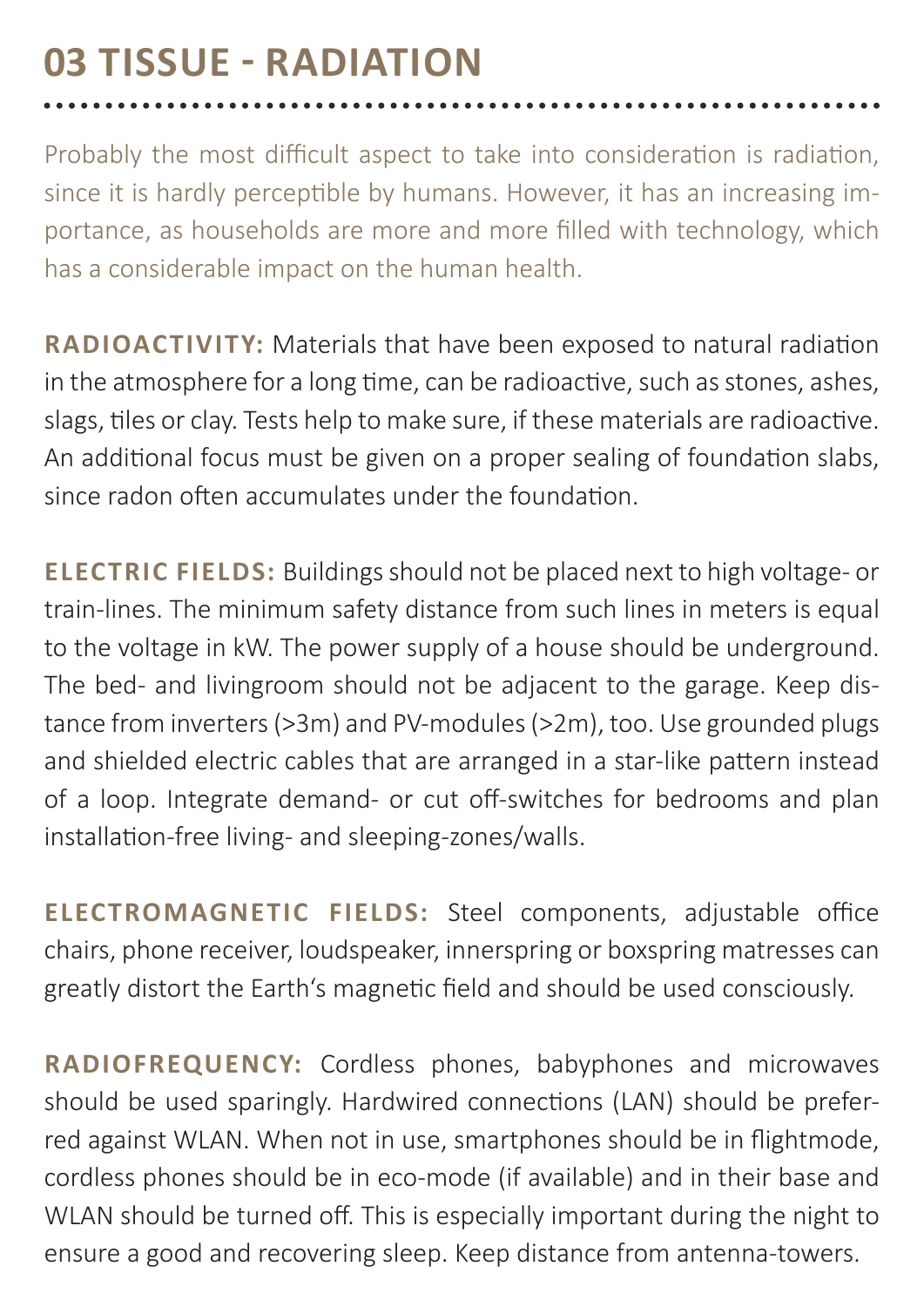# 03 TISSUE - RADIATION

Probably the most difficult aspect to take into consideration is radiation, since it is hardly perceptible by humans. However, it has an increasing importance, as households are more and more filled with technology, which has a considerable impact on the human health.

**RADIOACTIVITY:** Materials that have been exposed to natural radiation in the atmosphere for a long time, can be radioactive, such as stones, ashes, slags, tiles or clay. Tests help to make sure, if these materials are radioactive. An additional focus must be given on a proper sealing of foundation slabs, since radon often accumulates under the foundation.

**ELECTRIC FIELDS:** Buildings should not be placed next to high voltage- or train-lines. The minimum safety distance from such lines in meters is equal to the voltage in kW. The power supply of a house should be underground. The bed- and livingroom should not be adjacent to the garage. Keep distance from inverters (>3m) and PV-modules (>2m), too. Use grounded plugs and shielded electric cables that are arranged in a star-like pattern instead of a loop. Integrate demand- or cut off-switches for bedrooms and plan installation-free living- and sleeping-zones/walls.

**ELECTROMAGNETIC FIELDS:** Steel components, adjustable office chairs, phone receiver, loudspeaker, innerspring or boxspring matresses can greatly distort the Earth's magnetic field and should be used consciously.

**RADIOFREQUENCY:** Cordless phones, babyphones and microwaves should be used sparingly. Hardwired connections (LAN) should be preferred against WLAN. When not in use, smartphones should be in flightmode, cordless phones should be in eco-mode (if available) and in their base and WLAN should be turned off. This is especially important during the night to ensure a good and recovering sleep. Keep distance from antenna-towers.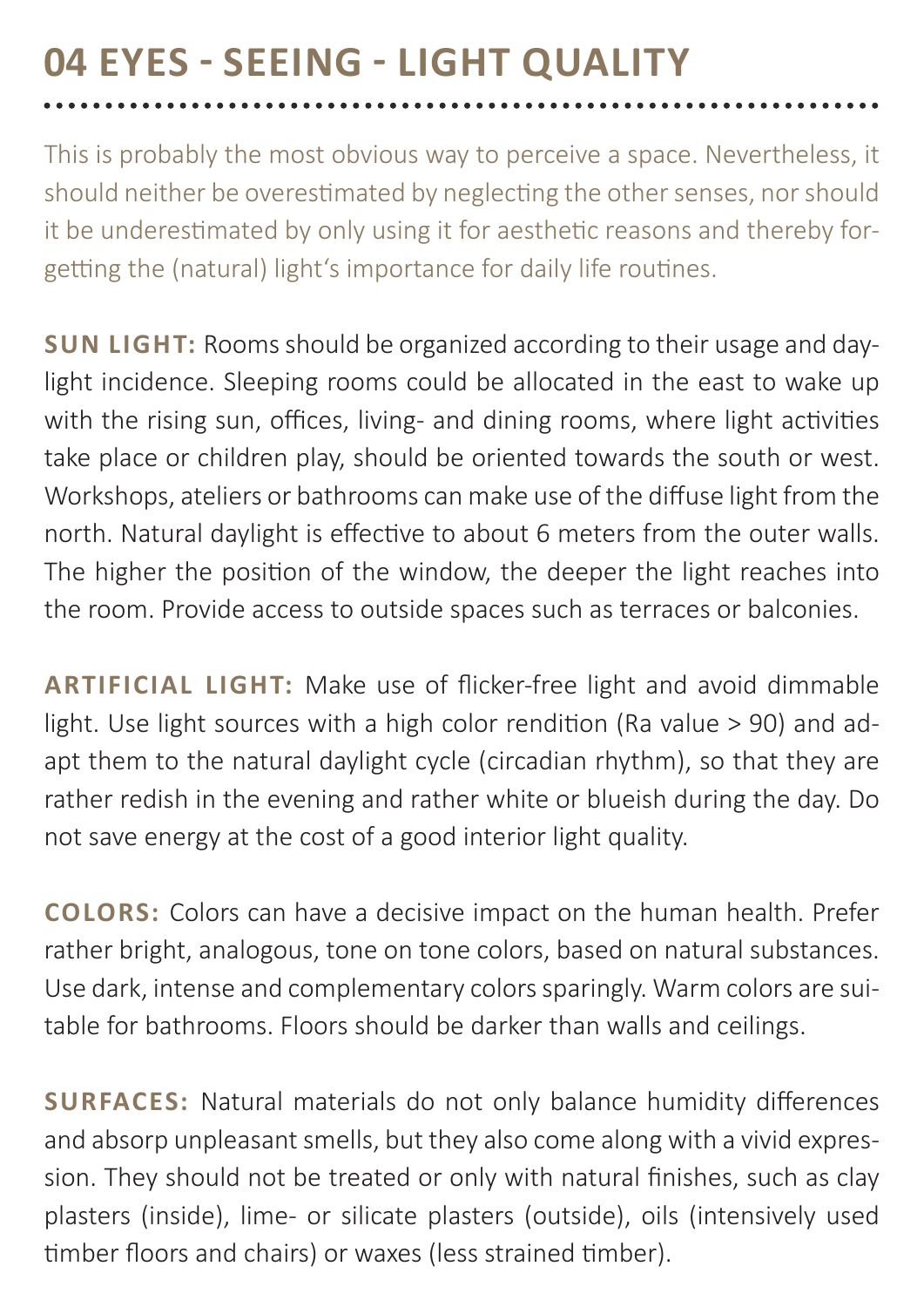# 04 EYES - SEEING - LIGHT QUALITY

This is probably the most obvious way to perceive a space. Nevertheless, it should neither be overestimated by neglecting the other senses, nor should it be underestimated by only using it for aesthetic reasons and thereby forgetting the (natural) light's importance for daily life routines.

**SUN LIGHT:** Rooms should be organized according to their usage and daylight incidence. Sleeping rooms could be allocated in the east to wake up with the rising sun, offices, living- and dining rooms, where light activities take place or children play, should be oriented towards the south or west. Workshops, ateliers or bathrooms can make use of the diffuse light from the north. Natural daylight is effective to about 6 meters from the outer walls. The higher the position of the window, the deeper the light reaches into the room. Provide access to outside spaces such as terraces or balconies.

**ARTIFICIAL LIGHT:** Make use of flicker-free light and avoid dimmable light. Use light sources with a high color rendition (Ra value > 90) and adapt them to the natural daylight cycle (circadian rhythm), so that they are rather redish in the evening and rather white or blueish during the day. Do not save energy at the cost of a good interior light quality.

**COLORS:** Colors can have a decisive impact on the human health. Prefer rather bright, analogous, tone on tone colors, based on natural substances. Use dark, intense and complementary colors sparingly. Warm colors are suitable for bathrooms. Floors should be darker than walls and ceilings.

**SURFACES:** Natural materials do not only balance humidity differences and absorp unpleasant smells, but they also come along with a vivid expression. They should not be treated or only with natural finishes, such as clay plasters (inside), lime- or silicate plasters (outside), oils (intensively used timber floors and chairs) or waxes (less strained timber).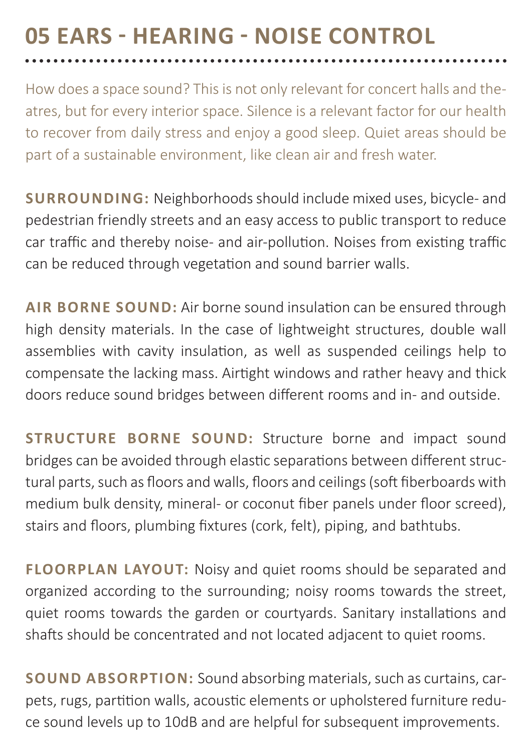# 05 EARS - HEARING - NOISE CONTROL

How does a space sound? This is not only relevant for concert halls and theatres, but for every interior space. Silence is a relevant factor for our health to recover from daily stress and enjoy a good sleep. Quiet areas should be part of a sustainable environment, like clean air and fresh water.

**SURROUNDING:** Neighborhoods should include mixed uses, bicycle- and pedestrian friendly streets and an easy access to public transport to reduce car traffic and thereby noise- and air-pollution. Noises from existing traffic can be reduced through vegetation and sound barrier walls.

**AIR BORNE SOUND:** Air borne sound insulation can be ensured through high density materials. In the case of lightweight structures, double wall assemblies with cavity insulation, as well as suspended ceilings help to compensate the lacking mass. Airtight windows and rather heavy and thick doors reduce sound bridges between different rooms and in- and outside.

**STRUCTURE BORNE SOUND:** Structure borne and impact sound bridges can be avoided through elastic separations between different structural parts, such as floors and walls, floors and ceilings (soft fiberboards with medium bulk density, mineral- or coconut fiber panels under floor screed), stairs and floors, plumbing fixtures (cork, felt), piping, and bathtubs.

**FLOORPLAN LAYOUT:** Noisy and quiet rooms should be separated and organized according to the surrounding; noisy rooms towards the street, quiet rooms towards the garden or courtyards. Sanitary installations and shafts should be concentrated and not located adjacent to quiet rooms.

**SOUND ABSORPTION:** Sound absorbing materials, such as curtains, carpets, rugs, partition walls, acoustic elements or upholstered furniture reduce sound levels up to 10dB and are helpful for subsequent improvements.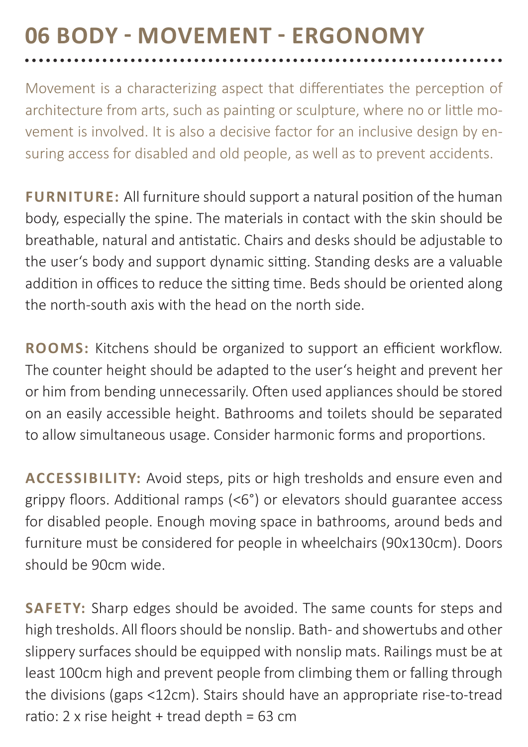# 06 BODY - MOVEMENT - ERGONOMY

Movement is a characterizing aspect that differentiates the perception of architecture from arts, such as painting or sculpture, where no or little movement is involved. It is also a decisive factor for an inclusive design by ensuring access for disabled and old people, as well as to prevent accidents.

**FURNITURE:** All furniture should support a natural position of the human body, especially the spine. The materials in contact with the skin should be breathable, natural and antistatic. Chairs and desks should be adjustable to the user's body and support dynamic sitting. Standing desks are a valuable addition in offices to reduce the sitting time. Beds should be oriented along the north-south axis with the head on the north side.

**ROOMS:** Kitchens should be organized to support an efficient workflow. The counter height should be adapted to the user's height and prevent her or him from bending unnecessarily. Often used appliances should be stored on an easily accessible height. Bathrooms and toilets should be separated to allow simultaneous usage. Consider harmonic forms and proportions.

**ACCESSIBILITY:** Avoid steps, pits or high tresholds and ensure even and grippy floors. Additional ramps (<6°) or elevators should guarantee access for disabled people. Enough moving space in bathrooms, around beds and furniture must be considered for people in wheelchairs (90x130cm). Doors should be 90cm wide.

**SAFETY:** Sharp edges should be avoided. The same counts for steps and high tresholds. All floors should be nonslip. Bath- and showertubs and other slippery surfaces should be equipped with nonslip mats. Railings must be at least 100cm high and prevent people from climbing them or falling through the divisions (gaps <12cm). Stairs should have an appropriate rise-to-tread ratio: 2 x rise height + tread depth = 63 cm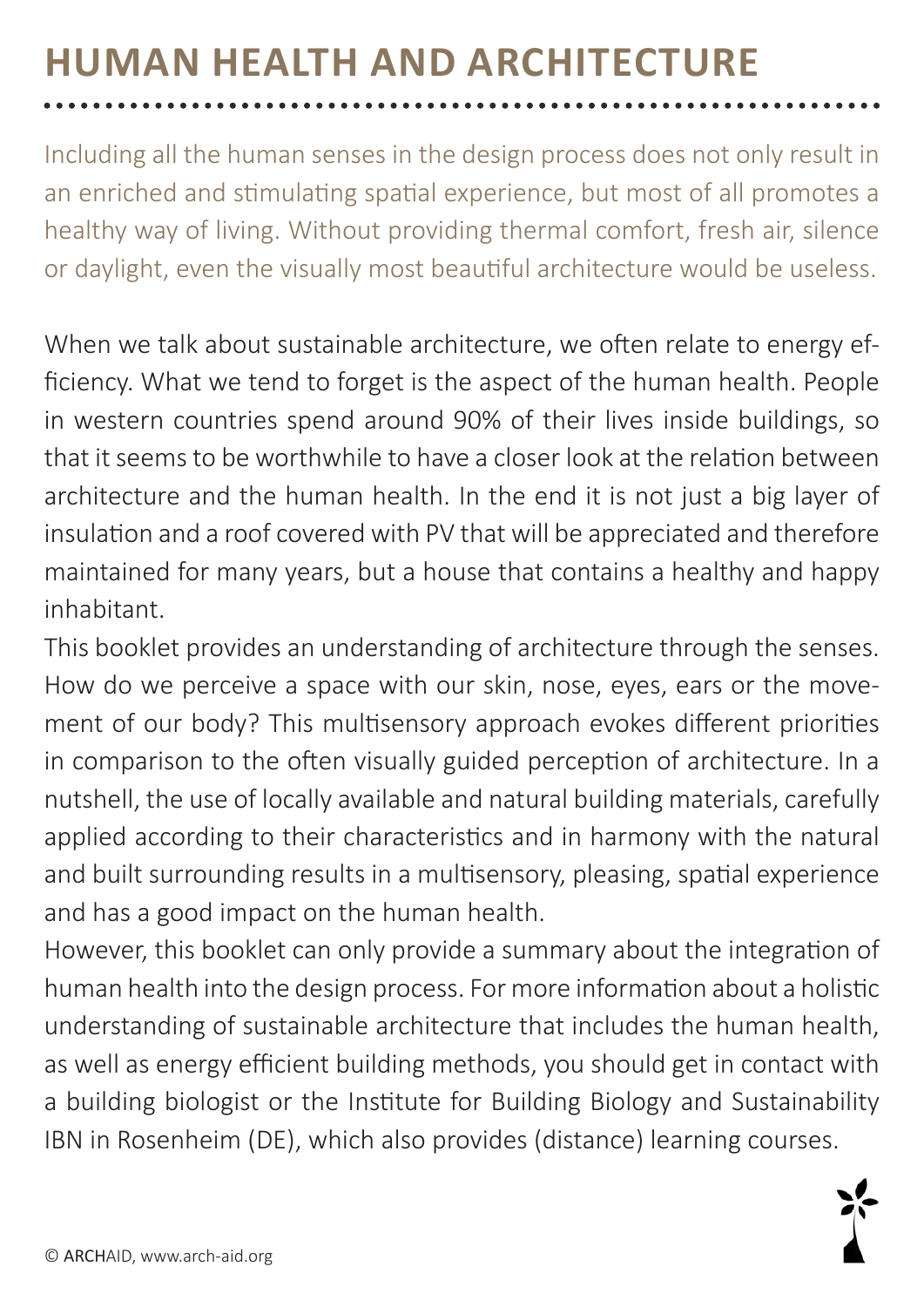# HUMAN HEALTH AND ARCHITECTURE

Including all the human senses in the design process does not only result in an enriched and stimulating spatial experience, but most of all promotes a healthy way of living. Without providing thermal comfort, fresh air, silence or daylight, even the visually most beautiful architecture would be useless.

When we talk about sustainable architecture, we often relate to energy efficiency. What we tend to forget is the aspect of the human health. People in western countries spend around 90% of their lives inside buildings, so that it seems to be worthwhile to have a closer look at the relation between architecture and the human health. In the end it is not just a big layer of insulation and a roof covered with PV that will be appreciated and therefore maintained for many years, but a house that contains a healthy and happy inhabitant.

This booklet provides an understanding of architecture through the senses. How do we perceive a space with our skin, nose, eyes, ears or the movement of our body? This multisensory approach evokes different priorities in comparison to the often visually guided perception of architecture. In a nutshell, the use of locally available and natural building materials, carefully applied according to their characteristics and in harmony with the natural and built surrounding results in a multisensory, pleasing, spatial experience and has a good impact on the human health.

However, this booklet can only provide a summary about the integration of human health into the design process. For more information about a holistic understanding of sustainable architecture that includes the human health, as well as energy efficient building methods, you should get in contact with a building biologist or the Institute for Building Biology and Sustainability IBN in Rosenheim (DE), which also provides (distance) learning courses.

© ARCHAID, www.arch-aid.org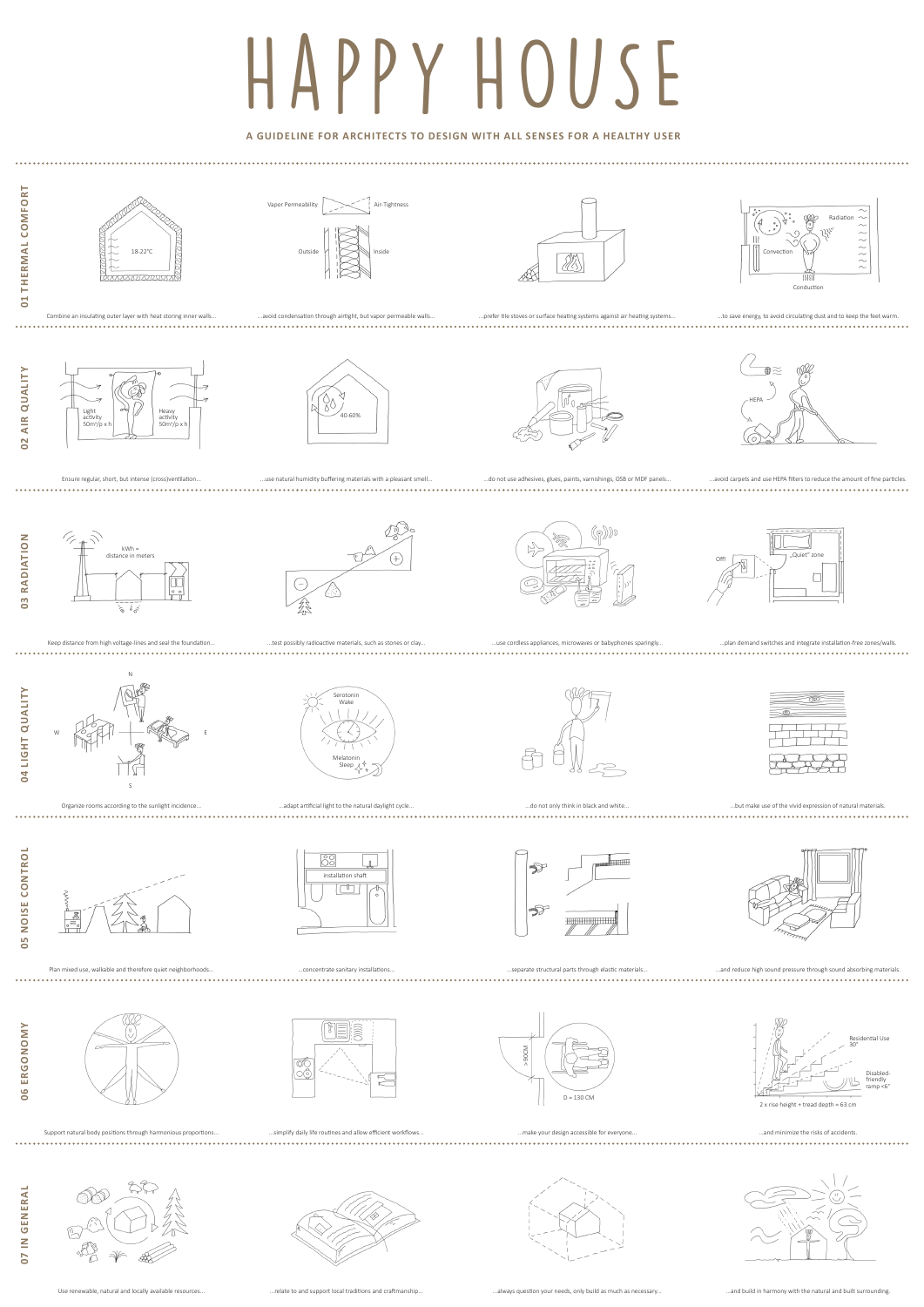# HAPPY HOUSE

**A GUIDELINE FOR ARCHITECTS TO DESIGN WITH ALL SENSES FOR A HEALTHY USER**

## 01 THERMAL COMFORT

18-22°C

Combine an insulating outer layer with heat storing inner walls...

Vapor Permeability
Air-Tightness
Outside
Inside

...avoid condensation through airtight, but vapor permeable walls...

...prefer tile stoves or surface heating systems against air heating systems...

Radiation
Convection
Conduction

...to save energy, to avoid circulating dust and to keep the feet warm.

## 02 AIR QUALITY

Light activity 50m³/p x h
Heavy activity 50m³/p x h

Ensure regular, short, but intense (cross)ventilation...

40-60%

...use natural humidity buffering materials with a pleasant smell...

...do not use adhesives, glues, paints, varnishings, OSB or MDF panels...

HEPA

...avoid carpets and use HEPA filters to reduce the amount of fine particles.

## 03 RADIATION

kWh = distance in meters

Keep distance from high voltage-lines and seal the foundation...

...test possibly radioactive materials, such as stones or clay...

...use cordless appliances, microwaves or babyphones sparingly...

Off!
„Quiet" zone

...plan demand switches and integrate installation-free zones/walls.

## 04 LIGHT QUALITY

N
W
E
S

Organize rooms according to the sunlight incidence...

Serotonin Wake
Melatonin Sleep

...adapt artificial light to the natural daylight cycle...

...do not only think in black and white...

...but make use of the vivid expression of natural materials.

## 05 NOISE CONTROL

Plan mixed use, walkable and therefore quiet neighborhoods...

installation shaft

...concentrate sanitary installations...

...separate structural parts through elastic materials...

...and reduce high sound pressure through sound absorbing materials.

## 06 ERGONOMY

Support natural body positions through harmonious proportions...

...simplify daily life routines and allow efficient workflows...

> 90CM
D = 130 CM

...make your design accessible for everyone...

Residential Use 30°
Disabled-friendly ramp <6°
2 x rise height + tread depth = 63 cm

...and minimize the risks of accidents.

## 07 IN GENERAL

Use renewable, natural and locally available resources...

...relate to and support local traditions and craftmanship...

...always question your needs, only build as much as necessary...

...and build in harmony with the natural and built surrounding.